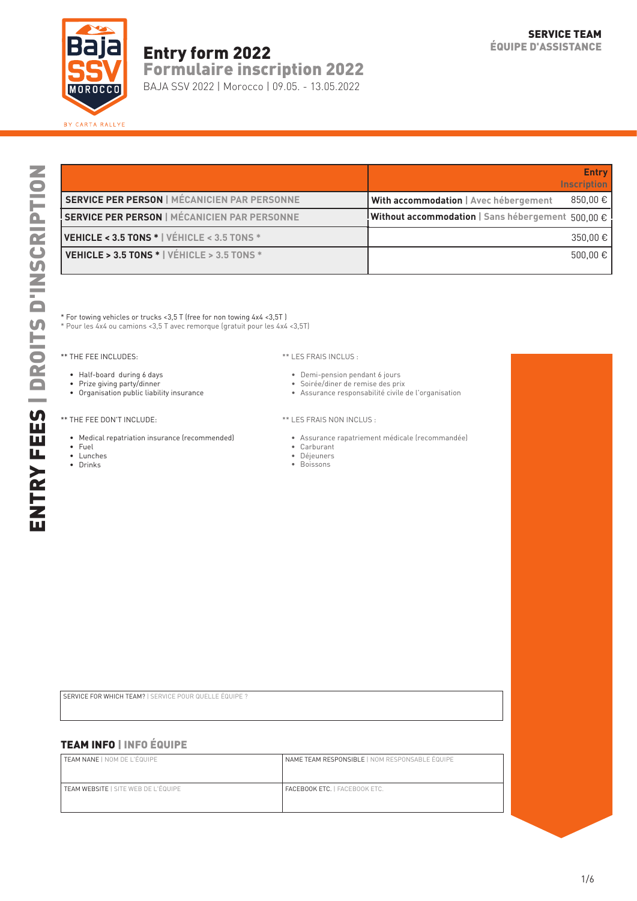# Entry form 2022
## Formulaire inscription 2022

BAJA SSV 2022 | Morocco | 09.05. - 13.05.2022

**SERVICE TEAM**
**ÉQUIPE D'ASSISTANCE**

## ENTRY FEES | DROITS D'INSCRIPTION

| | | Entry Inscription |
|---|---|---|
| **SERVICE PER PERSON** \| MÉCANICIEN PAR PERSONNE | **With accommodation** \| Avec hébergement | 850,00 € |
| **SERVICE PER PERSON** \| MÉCANICIEN PAR PERSONNE | **Without accommodation** \| Sans hébergement | 500,00 € |
| **VEHICLE < 3.5 TONS *** \| VÉHICULE < 3.5 TONS * | | 350,00 € |
| **VEHICLE > 3.5 TONS *** \| VÉHICULE > 3.5 TONS * | | 500,00 € |

* For towing vehicles or trucks <3,5 T (free for non towing 4x4 <3,5T )
* Pour les 4x4 ou camions <3,5 T avec remorque (gratuit pour les 4x4 <3,5T)

** THE FEE INCLUDES:

- Half-board during 6 days
- Prize giving party/dinner
- Organisation public liability insurance

** LES FRAIS INCLUS :

- Demi-pension pendant 6 jours
- Soirée/diner de remise des prix
- Assurance responsabilité civile de l'organisation

** THE FEE DON'T INCLUDE:

- Medical repatriation insurance (recommended)
- Fuel
- Lunches
- Drinks

** LES FRAIS NON INCLUS :

- Assurance rapatriement médicale (recommandée)
- Carburant
- Déjeuners
- Boissons

| SERVICE FOR WHICH TEAM? \| SERVICE POUR QUELLE ÉQUIPE ? |
|---|
| |

## TEAM INFO | INFO ÉQUIPE

| TEAM NANE \| NOM DE L'ÉQUIPE | NAME TEAM RESPONSIBLE \| NOM RESPONSABLE ÉQUIPE |
|---|---|
| | |
| TEAM WEBSITE \| SITE WEB DE L'ÉQUIPE | FACEBOOK ETC. \| FACEBOOK ETC. |
| | |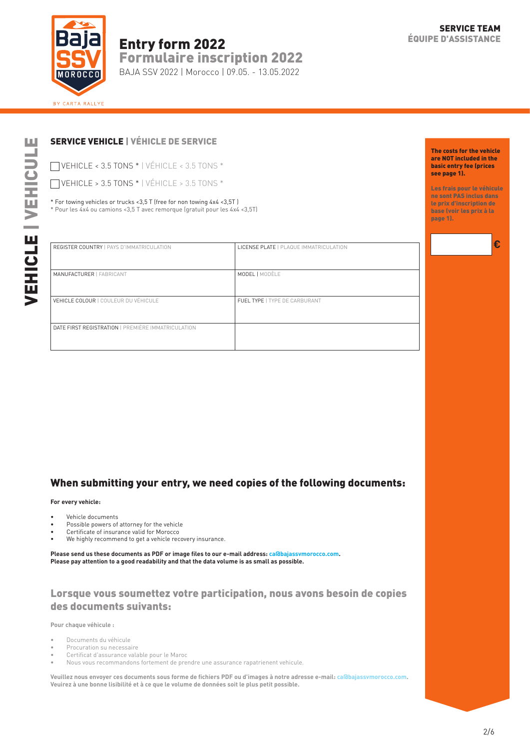# Entry form 2022
## Formulaire inscription 2022

BAJA SSV 2022 | Morocco | 09.05. - 13.05.2022

**SERVICE TEAM**
**ÉQUIPE D'ASSISTANCE**

VEHICLE | VEHICULE

## SERVICE VEHICLE | VÉHICULE DE SERVICE

☐ VEHICLE < 3.5 TONS * | VÉHICULE < 3.5 TONS *

☐ VEHICLE > 3.5 TONS * | VÉHICULE > 3.5 TONS *

\* For towing vehicles or trucks <3,5 T (free for non towing 4x4 <3,5T )
\* Pour les 4x4 ou camions <3,5 T avec remorque (gratuit pour les 4x4 <3,5T)

**The costs for the vehicle are NOT included in the basic entry fee (prices see page 1).**

**Les frais pour le véhicule ne sont PAS inclus dans le prix d'inscription de base (voir les prix à la page 1).**

€

| REGISTER COUNTRY \| PAYS D'IMMATRICULATION | LICENSE PLATE \| PLAQUE IMMATRICULATION |
|---|---|
| MANUFACTURER \| FABRICANT | MODEL \| MODÈLE |
| VEHICLE COLOUR \| COULEUR DU VÉHICULE | FUEL TYPE \| TYPE DE CARBURANT |
| DATE FIRST REGISTRATION \| PREMIÈRE IMMATRICULATION | |

## When submitting your entry, we need copies of the following documents:

**For every vehicle:**

- Vehicle documents
- Possible powers of attorney for the vehicle
- Certificate of insurance valid for Morocco
- We highly recommend to get a vehicle recovery insurance.

**Please send us these documents as PDF or image files to our e-mail address: ca@bajassvmorocco.com.**
**Please pay attention to a good readability and that the data volume is as small as possible.**

## Lorsque vous soumettez votre participation, nous avons besoin de copies des documents suivants:

**Pour chaque véhicule :**

- Documents du véhicule
- Procuration su necessaire
- Certificat d'assurance valable pour le Maroc
- Nous vous recommandons fortement de prendre une assurance rapatrienent vehicule.

**Veuillez nous envoyer ces documents sous forme de fichiers PDF ou d'images à notre adresse e-mail: ca@bajassvmorocco.com.**
**Veuirez à une bonne lisibilité et à ce que le volume de données soit le plus petit possible.**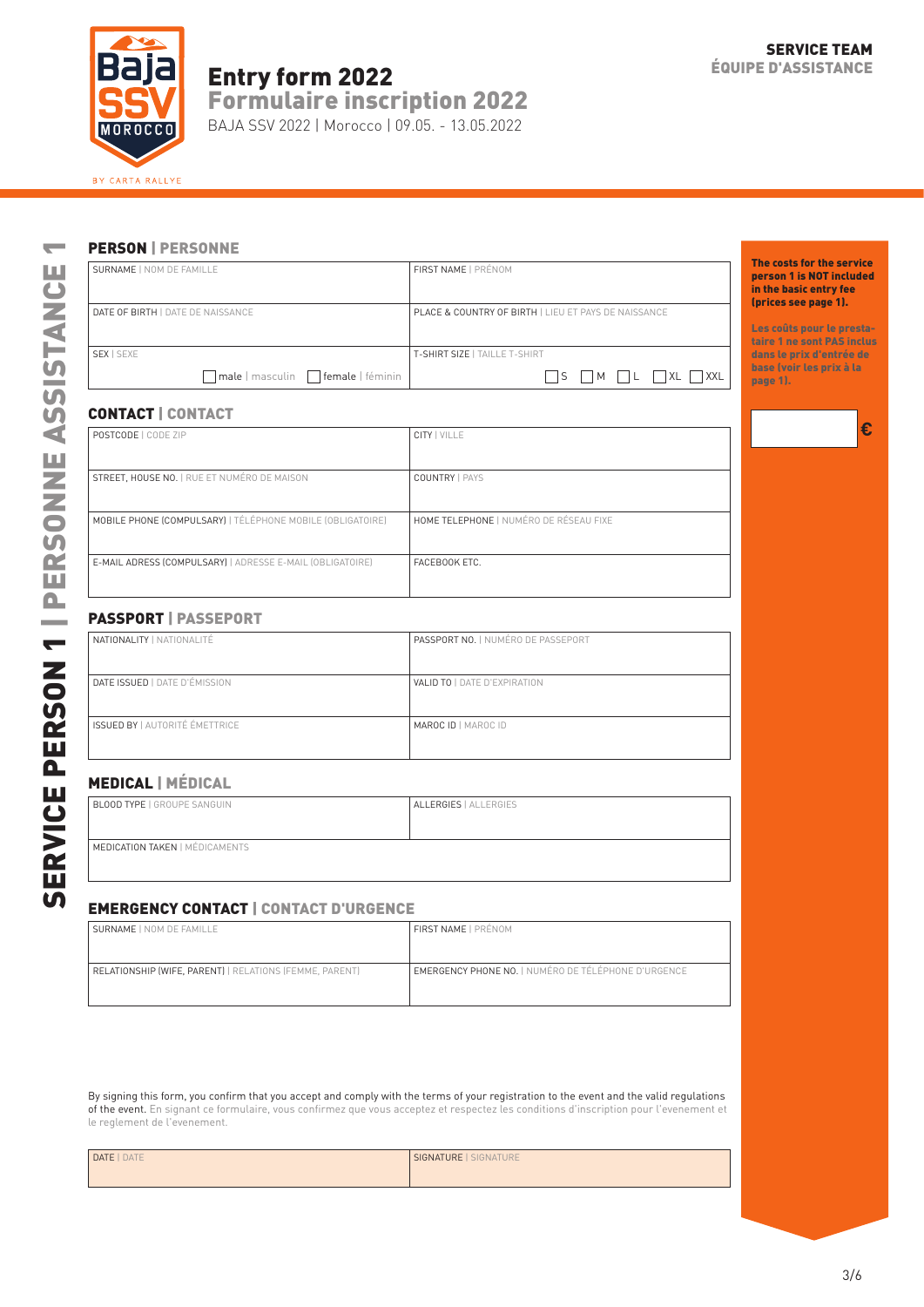# Entry form 2022
## Formulaire inscription 2022

BAJA SSV 2022 | Morocco | 09.05. - 13.05.2022

**SERVICE TEAM**
**ÉQUIPE D'ASSISTANCE**

**SERVICE PERSON 1 | PERSONNE ASSISTANCE 1**

### PERSON | PERSONNE

| SURNAME \| NOM DE FAMILLE | FIRST NAME \| PRÉNOM |
|---|---|
| DATE OF BIRTH \| DATE DE NAISSANCE | PLACE & COUNTRY OF BIRTH \| LIEU ET PAYS DE NAISSANCE |
| SEX \| SEXE ☐ male \| masculin ☐ female \| féminin | T-SHIRT SIZE \| TAILLE T-SHIRT ☐ S ☐ M ☐ L ☐ XL ☐ XXL |

### CONTACT | CONTACT

| POSTCODE \| CODE ZIP | CITY \| VILLE |
|---|---|
| STREET, HOUSE NO. \| RUE ET NUMÉRO DE MAISON | COUNTRY \| PAYS |
| MOBILE PHONE (COMPULSARY) \| TÉLÉPHONE MOBILE (OBLIGATOIRE) | HOME TELEPHONE \| NUMÉRO DE RÉSEAU FIXE |
| E-MAIL ADRESS (COMPULSARY) \| ADRESSE E-MAIL (OBLIGATOIRE) | FACEBOOK ETC. |

### PASSPORT | PASSEPORT

| NATIONALITY \| NATIONALITÉ | PASSPORT NO. \| NUMÉRO DE PASSEPORT |
|---|---|
| DATE ISSUED \| DATE D'ÉMISSION | VALID TO \| DATE D'EXPIRATION |
| ISSUED BY \| AUTORITÉ ÉMETTRICE | MAROC ID \| MAROC ID |

### MEDICAL | MÉDICAL

| BLOOD TYPE \| GROUPE SANGUIN | ALLERGIES \| ALLERGIES |
|---|---|
| MEDICATION TAKEN \| MÉDICAMENTS | |

### EMERGENCY CONTACT | CONTACT D'URGENCE

| SURNAME \| NOM DE FAMILLE | FIRST NAME \| PRÉNOM |
|---|---|
| RELATIONSHIP (WIFE, PARENT) \| RELATIONS (FEMME, PARENT) | EMERGENCY PHONE NO. \| NUMÉRO DE TÉLÉPHONE D'URGENCE |

**The costs for the service person 1 is NOT included in the basic entry fee (prices see page 1).**

**Les coûts pour le prestataire 1 ne sont PAS inclus dans le prix d'entrée de base (voir les prix à la page 1).**

______ €

By signing this form, you confirm that you accept and comply with the terms of your registration to the event and the valid regulations of the event. En signant ce formulaire, vous confirmez que vous acceptez et respectez les conditions d'inscription pour l'evenement et le reglement de l'evenement.

| DATE \| DATE | SIGNATURE \| SIGNATURE |
|---|---|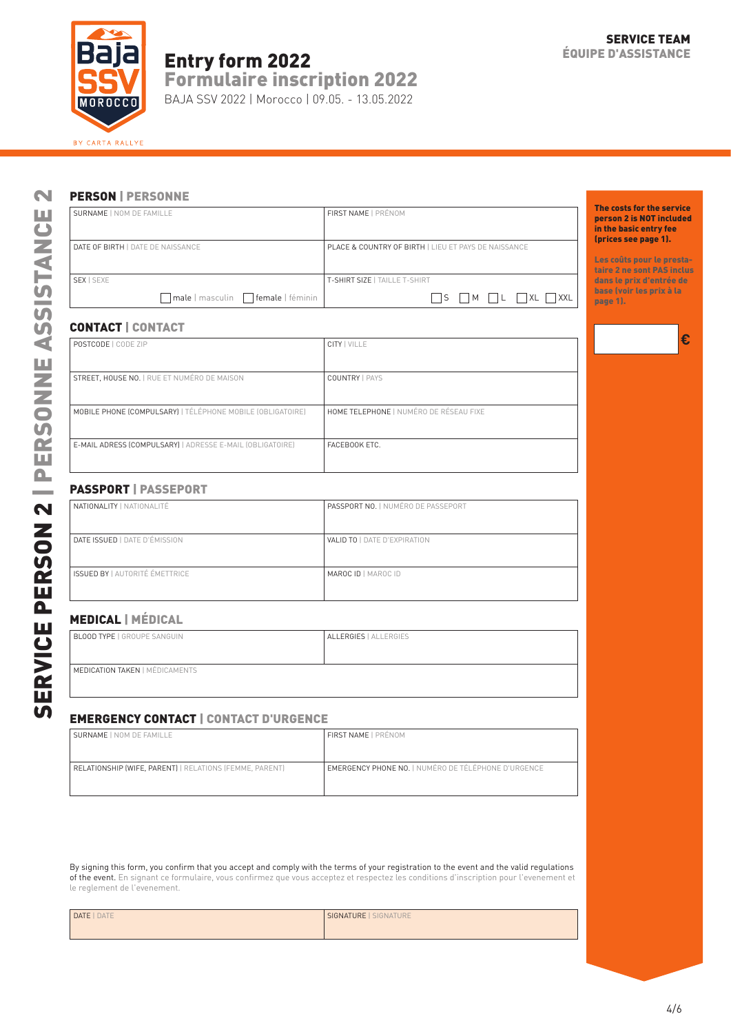# Entry form 2022
## Formulaire inscription 2022

BAJA SSV 2022 | Morocco | 09.05. - 13.05.2022

**SERVICE TEAM**
**ÉQUIPE D'ASSISTANCE**

**SERVICE PERSON 2 | PERSONNE ASSISTANCE 2**

**The costs for the service person 2 is NOT included in the basic entry fee (prices see page 1).**

Les coûts pour le prestataire 2 ne sont PAS inclus dans le prix d'entrée de base (voir les prix à la page 1).

| | € |
|---|---|

### PERSON | PERSONNE

| SURNAME \| NOM DE FAMILLE | FIRST NAME \| PRÉNOM |
|---|---|
| DATE OF BIRTH \| DATE DE NAISSANCE | PLACE & COUNTRY OF BIRTH \| LIEU ET PAYS DE NAISSANCE |
| SEX \| SEXE ☐ male \| masculin ☐ female \| féminin | T-SHIRT SIZE \| TAILLE T-SHIRT ☐ S ☐ M ☐ L ☐ XL ☐ XXL |

### CONTACT | CONTACT

| POSTCODE \| CODE ZIP | CITY \| VILLE |
|---|---|
| STREET, HOUSE NO. \| RUE ET NUMÉRO DE MAISON | COUNTRY \| PAYS |
| MOBILE PHONE (COMPULSARY) \| TÉLÉPHONE MOBILE (OBLIGATOIRE) | HOME TELEPHONE \| NUMÉRO DE RÉSEAU FIXE |
| E-MAIL ADRESS (COMPULSARY) \| ADRESSE E-MAIL (OBLIGATOIRE) | FACEBOOK ETC. |

### PASSPORT | PASSEPORT

| NATIONALITY \| NATIONALITÉ | PASSPORT NO. \| NUMÉRO DE PASSEPORT |
|---|---|
| DATE ISSUED \| DATE D'ÉMISSION | VALID TO \| DATE D'EXPIRATION |
| ISSUED BY \| AUTORITÉ ÉMETTRICE | MAROC ID \| MAROC ID |

### MEDICAL | MÉDICAL

| BLOOD TYPE \| GROUPE SANGUIN | ALLERGIES \| ALLERGIES |
|---|---|
| MEDICATION TAKEN \| MÉDICAMENTS | |

### EMERGENCY CONTACT | CONTACT D'URGENCE

| SURNAME \| NOM DE FAMILLE | FIRST NAME \| PRÉNOM |
|---|---|
| RELATIONSHIP (WIFE, PARENT) \| RELATIONS (FEMME, PARENT) | EMERGENCY PHONE NO. \| NUMÉRO DE TÉLÉPHONE D'URGENCE |

By signing this form, you confirm that you accept and comply with the terms of your registration to the event and the valid regulations of the event. En signant ce formulaire, vous confirmez que vous acceptez et respectez les conditions d'inscription pour l'evenement et le reglement de l'evenement.

| DATE \| DATE | SIGNATURE \| SIGNATURE |
|---|---|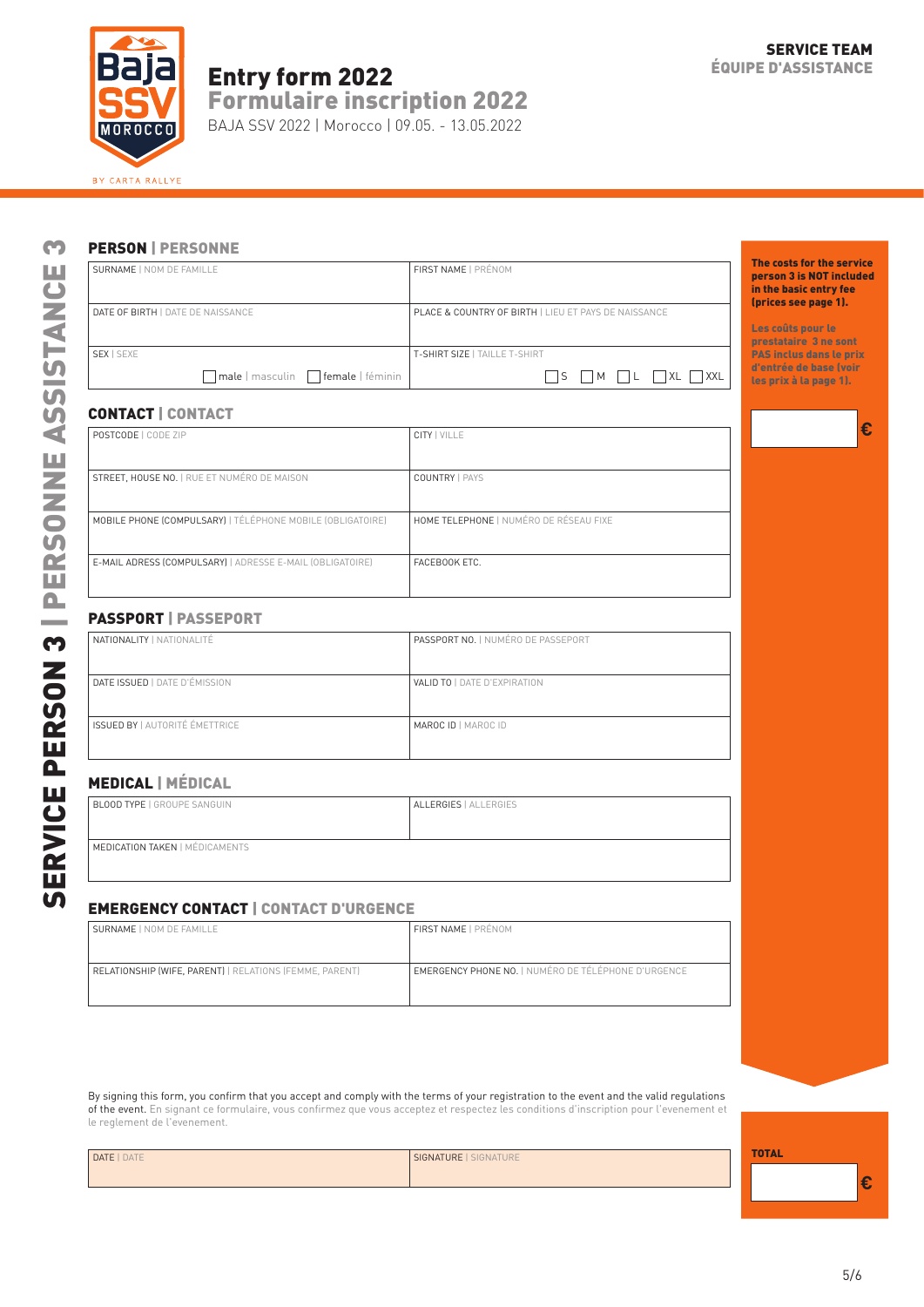SERVICE TEAM
ÉQUIPE D'ASSISTANCE

# Entry form 2022
# Formulaire inscription 2022

BAJA SSV 2022 | Morocco | 09.05. - 13.05.2022

## SERVICE PERSON 3 | PERSONNE ASSISTANCE 3

### PERSON | PERSONNE

| SURNAME \| NOM DE FAMILLE | FIRST NAME \| PRÉNOM |
|---|---|
| DATE OF BIRTH \| DATE DE NAISSANCE | PLACE & COUNTRY OF BIRTH \| LIEU ET PAYS DE NAISSANCE |
| SEX \| SEXE ☐ male \| masculin ☐ female \| féminin | T-SHIRT SIZE \| TAILLE T-SHIRT ☐ S ☐ M ☐ L ☐ XL ☐ XXL |

### CONTACT | CONTACT

| POSTCODE \| CODE ZIP | CITY \| VILLE |
|---|---|
| STREET, HOUSE NO. \| RUE ET NUMÉRO DE MAISON | COUNTRY \| PAYS |
| MOBILE PHONE (COMPULSARY) \| TÉLÉPHONE MOBILE (OBLIGATOIRE) | HOME TELEPHONE \| NUMÉRO DE RÉSEAU FIXE |
| E-MAIL ADRESS (COMPULSARY) \| ADRESSE E-MAIL (OBLIGATOIRE) | FACEBOOK ETC. |

### PASSPORT | PASSEPORT

| NATIONALITY \| NATIONALITÉ | PASSPORT NO. \| NUMÉRO DE PASSEPORT |
|---|---|
| DATE ISSUED \| DATE D'ÉMISSION | VALID TO \| DATE D'EXPIRATION |
| ISSUED BY \| AUTORITÉ ÉMETTRICE | MAROC ID \| MAROC ID |

### MEDICAL | MÉDICAL

| BLOOD TYPE \| GROUPE SANGUIN | ALLERGIES \| ALLERGIES |
|---|---|
| MEDICATION TAKEN \| MÉDICAMENTS | |

### EMERGENCY CONTACT | CONTACT D'URGENCE

| SURNAME \| NOM DE FAMILLE | FIRST NAME \| PRÉNOM |
|---|---|
| RELATIONSHIP (WIFE, PARENT) \| RELATIONS (FEMME, PARENT) | EMERGENCY PHONE NO. \| NUMÉRO DE TÉLÉPHONE D'URGENCE |

**The costs for the service person 3 is NOT included in the basic entry fee (prices see page 1).**

**Les coûts pour le prestataire 3 ne sont PAS inclus dans le prix d'entrée de base (voir les prix à la page 1).**

€

By signing this form, you confirm that you accept and comply with the terms of your registration to the event and the valid regulations of the event. En signant ce formulaire, vous confirmez que vous acceptez et respectez les conditions d'inscription pour l'evenement et le reglement de l'evenement.

| DATE \| DATE | SIGNATURE \| SIGNATURE |
|---|---|

**TOTAL**

€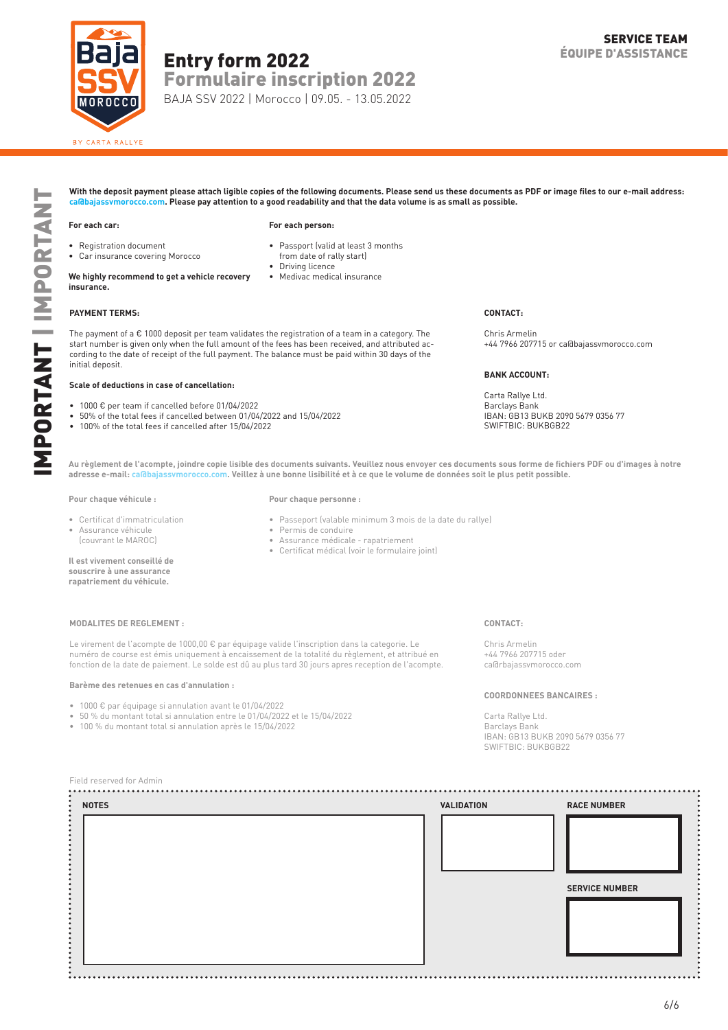# Entry form 2022
## Formulaire inscription 2022

BAJA SSV 2022 | Morocco | 09.05. - 13.05.2022

**SERVICE TEAM**
**ÉQUIPE D'ASSISTANCE**

IMPORTANT | IMPORTANT

**With the deposit payment please attach ligible copies of the following documents. Please send us these documents as PDF or image files to our e-mail address: ca@bajassvmorocco.com. Please pay attention to a good readability and that the data volume is as small as possible.**

**For each car:**

- Registration document
- Car insurance covering Morocco

**We highly recommend to get a vehicle recovery insurance.**

**For each person:**

- Passport (valid at least 3 months from date of rally start)
- Driving licence
- Medivac medical insurance

**PAYMENT TERMS:**

The payment of a € 1000 deposit per team validates the registration of a team in a category. The start number is given only when the full amount of the fees has been received, and attributed according to the date of receipt of the full payment. The balance must be paid within 30 days of the initial deposit.

**Scale of deductions in case of cancellation:**

- 1000 € per team if cancelled before 01/04/2022
- 50% of the total fees if cancelled between 01/04/2022 and 15/04/2022
- 100% of the total fees if cancelled after 15/04/2022

**CONTACT:**

Chris Armelin
+44 7966 207715 or ca@bajassvmorocco.com

**BANK ACCOUNT:**

Carta Rallye Ltd.
Barclays Bank
IBAN: GB13 BUKB 2090 5679 0356 77
SWIFTBIC: BUKBGB22

**Au règlement de l'acompte, joindre copie lisible des documents suivants. Veuillez nous envoyer ces documents sous forme de fichiers PDF ou d'images à notre adresse e-mail: ca@bajassvmorocco.com. Veillez à une bonne lisibilité et à ce que le volume de données soit le plus petit possible.**

**Pour chaque véhicule :**

- Certificat d'immatriculation
- Assurance véhicule (couvrant le MAROC)

**Il est vivement conseillé de souscrire à une assurance rapatriement du véhicule.**

**Pour chaque personne :**

- Passeport (valable minimum 3 mois de la date du rallye)
- Permis de conduire
- Assurance médicale - rapatriement
- Certificat médical (voir le formulaire joint)

**MODALITES DE REGLEMENT :**

Le virement de l'acompte de 1000,00 € par équipage valide l'inscription dans la categorie. Le numéro de course est émis uniquement à encaissement de la totalité du règlement, et attribué en fonction de la date de paiement. Le solde est dû au plus tard 30 jours apres reception de l'acompte.

**Barème des retenues en cas d'annulation :**

- 1000 € par équipage si annulation avant le 01/04/2022
- 50 % du montant total si annulation entre le 01/04/2022 et le 15/04/2022
- 100 % du montant total si annulation après le 15/04/2022

**CONTACT:**

Chris Armelin
+44 7966 207715 oder
ca@rbajassvmorocco.com

**COORDONNEES BANCAIRES :**

Carta Rallye Ltd.
Barclays Bank
IBAN: GB13 BUKB 2090 5679 0356 77
SWIFTBIC: BUKBGB22

Field reserved for Admin

| NOTES | VALIDATION | RACE NUMBER |
|---|---|---|
| | | |
| | | **SERVICE NUMBER** |
| | | |